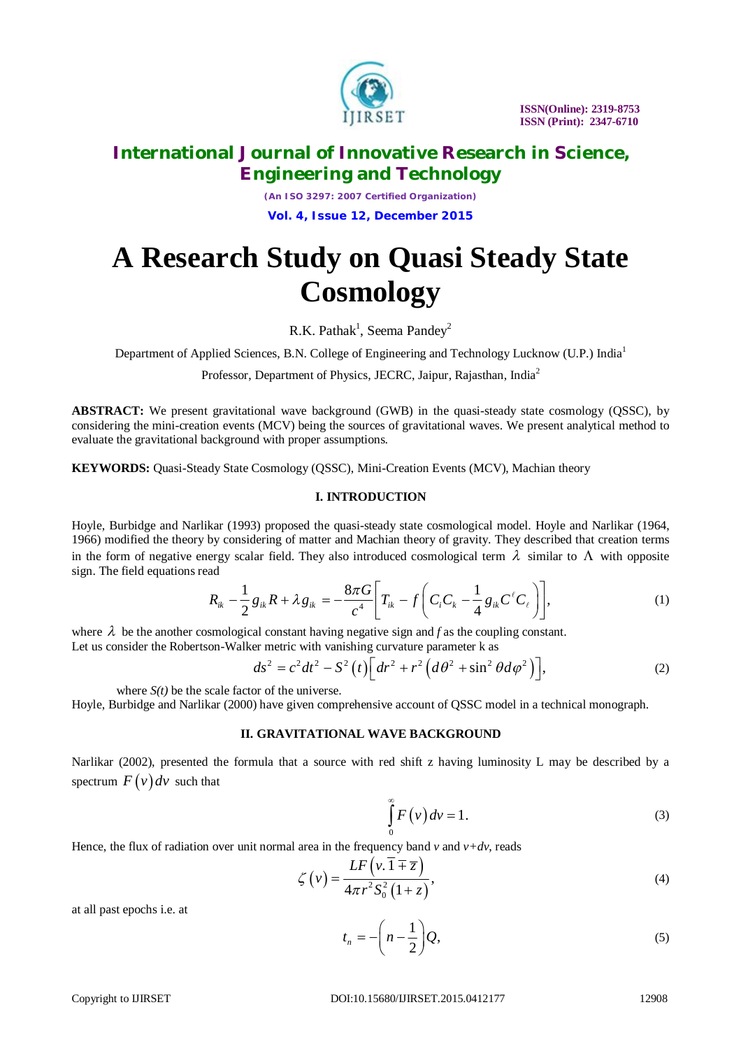# A Research Study on Quasi Steady State Cosmology

R.K. Pathak[1], Seema Pandey[2]

Department of Applied Sciences, B.N. College of Engineering and Technology Lucknow (U.P.) India[1]

Professor, Department of Physics, JECRC, Jaipur, Rajasthan, India[2]

**ABSTRACT:** We present gravitational wave background (GWB) in the quasi-steady state cosmology (QSSC), by considering the mini-creation events (MCV) being the sources of gravitational waves. We present analytical method to evaluate the gravitational background with proper assumptions.

**KEYWORDS:** Quasi-Steady State Cosmology (QSSC), Mini-Creation Events (MCV), Machian theory

## I. INTRODUCTION

Hoyle, Burbidge and Narlikar (1993) proposed the quasi-steady state cosmological model. Hoyle and Narlikar (1964, 1966) modified the theory by considering of matter and Machian theory of gravity. They described that creation terms in the form of negative energy scalar field. They also introduced cosmological term $\lambda$ similar to $\Lambda$ with opposite sign. The field equations read

$$R_{ik} - \frac{1}{2} g_{ik} R + \lambda g_{ik} = -\frac{8\pi G}{c^4}\left[T_{ik} - f\left(C_i C_k - \frac{1}{4} g_{ik} C^{\ell} C_{\ell}\right)\right], \tag{1}$$

where $\lambda$ be the another cosmological constant having negative sign and $f$ as the coupling constant.
Let us consider the Robertson-Walker metric with vanishing curvature parameter k as

$$ds^2 = c^2 dt^2 - S^2(t)\left[dr^2 + r^2\left(d\theta^2 + \sin^2\theta d\varphi^2\right)\right], \tag{2}$$

where $S(t)$ be the scale factor of the universe.
Hoyle, Burbidge and Narlikar (2000) have given comprehensive account of QSSC model in a technical monograph.

## II. GRAVITATIONAL WAVE BACKGROUND

Narlikar (2002), presented the formula that a source with red shift z having luminosity L may be described by a spectrum $F(v)dv$ such that

$$\int_0^{\infty} F(v)\, dv = 1. \tag{3}$$

Hence, the flux of radiation over unit normal area in the frequency band $v$ and $v+dv$, reads

$$\zeta(v) = \frac{LF\left(v.\overline{1 \mp z}\right)}{4\pi r^2 S_0^2 (1+z)}, \tag{4}$$

at all past epochs i.e. at

$$t_n = -\left(n - \frac{1}{2}\right)Q, \tag{5}$$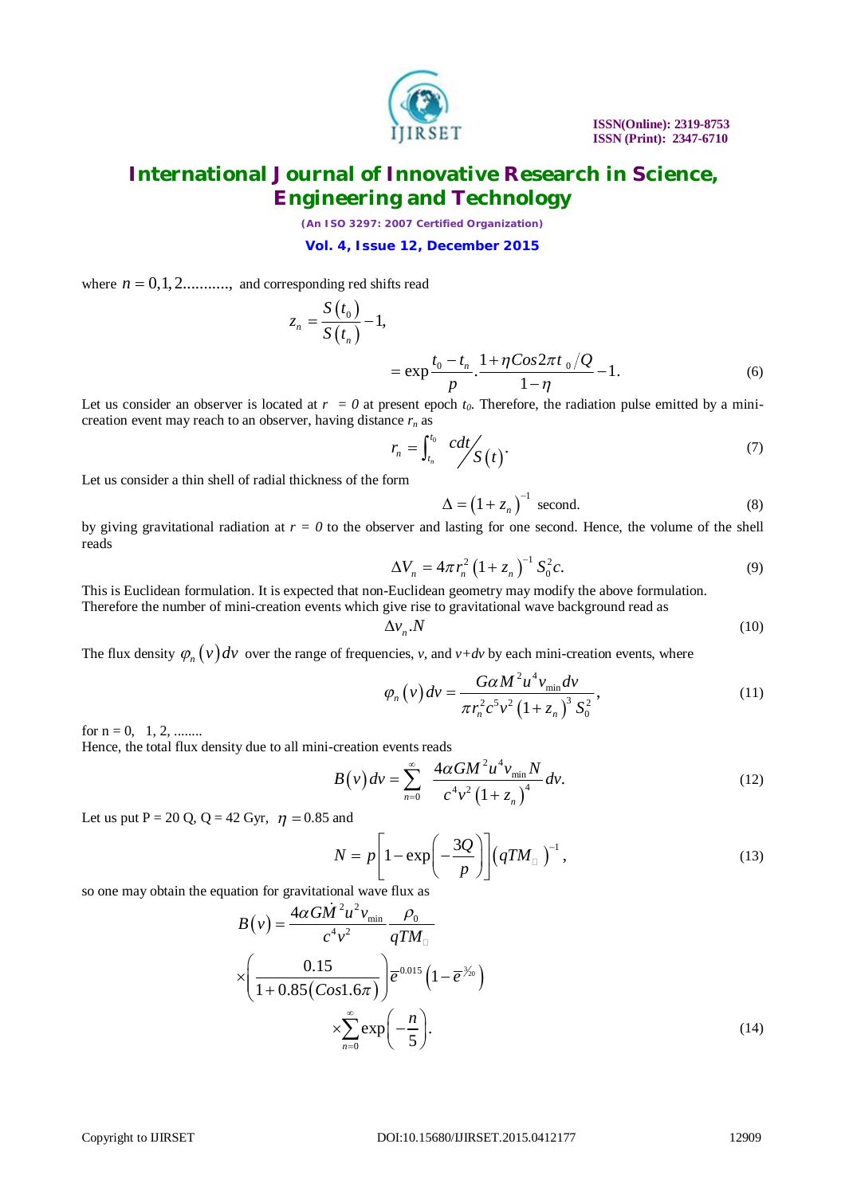where $n = 0,1,2...........,$ and corresponding red shifts read

$$z_n = \frac{S(t_0)}{S(t_n)} - 1,$$

$$= \exp\frac{t_0 - t_n}{p} \cdot \frac{1 + \eta Cos 2\pi t_0 / Q}{1 - \eta} - 1. \tag{6}$$

Let us consider an observer is located at $r = 0$ at present epoch $t_0$. Therefore, the radiation pulse emitted by a mini-creation event may reach to an observer, having distance $r_n$ as

$$r_n = \int_{t_n}^{t_0} cdt \big/ S(t). \tag{7}$$

Let us consider a thin shell of radial thickness of the form

$$\Delta = (1 + z_n)^{-1} \text{ second.} \tag{8}$$

by giving gravitational radiation at $r = 0$ to the observer and lasting for one second. Hence, the volume of the shell reads

$$\Delta V_n = 4\pi r_n^2 (1 + z_n)^{-1} S_0^2 c. \tag{9}$$

This is Euclidean formulation. It is expected that non-Euclidean geometry may modify the above formulation.
Therefore the number of mini-creation events which give rise to gravitational wave background read as

$$\Delta v_n . N \tag{10}$$

The flux density $\varphi_n(v)dv$ over the range of frequencies, $v$, and $v+dv$ by each mini-creation events, where

$$\varphi_n(v)dv = \frac{G\alpha M^2 u^4 v_{\min} dv}{\pi r_n^2 c^5 v^2 (1 + z_n)^3 S_0^2}, \tag{11}$$

for n = 0, 1, 2, ........
Hence, the total flux density due to all mini-creation events reads

$$B(v)dv = \sum_{n=0}^{\infty} \frac{4\alpha G M^2 u^4 v_{\min} N}{c^4 v^2 (1 + z_n)^4} dv. \tag{12}$$

Let us put P = 20 Q, Q = 42 Gyr, $\eta = 0.85$ and

$$N = p\left[1 - \exp\left(-\frac{3Q}{p}\right)\right](qTM_{\square})^{-1}, \tag{13}$$

so one may obtain the equation for gravitational wave flux as

$$B(v) = \frac{4\alpha G\dot{M}^2 u^2 v_{\min}}{c^4 v^2} \frac{\rho_0}{qTM_{\square}}$$

$$\times\left(\frac{0.15}{1 + 0.85(Cos 1.6\pi)}\right)\overline{e}^{0.015}\left(1 - \overline{e}^{3/20}\right)$$

$$\times\sum_{n=0}^{\infty}\exp\left(-\frac{n}{5}\right). \tag{14}$$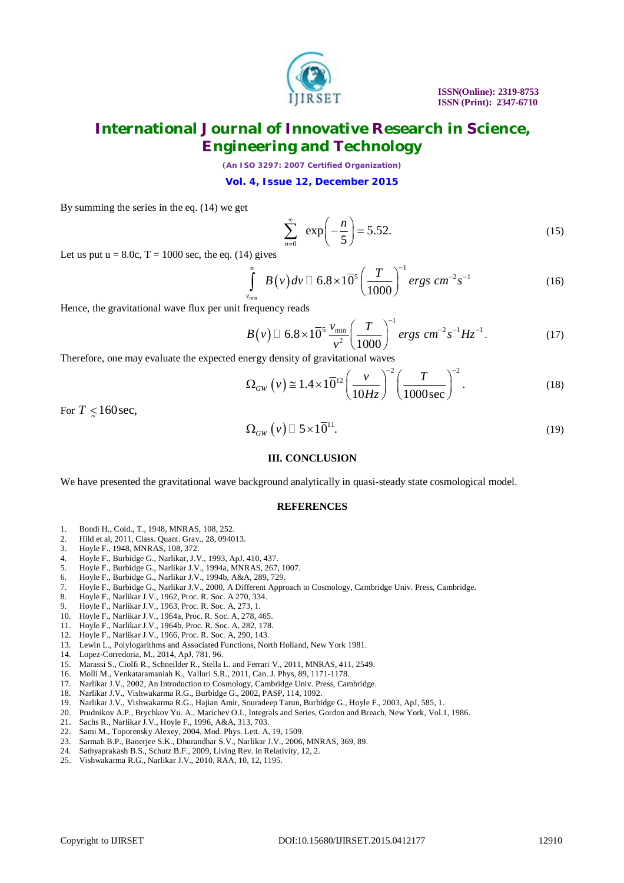By summing the series in the eq. (14) we get

$$\sum_{n=0}^{\infty} \exp\left(-\frac{n}{5}\right) = 5.52. \tag{15}$$

Let us put u = 8.0c, T = 1000 sec, the eq. (14) gives

$$\int_{\nu_{\min}}^{\infty} B(\nu)\, d\nu \sim 6.8\times 10^{-5} \left(\frac{T}{1000}\right)^{-1} ergs\ cm^{-2} s^{-1} \tag{16}$$

Hence, the gravitational wave flux per unit frequency reads

$$B(\nu) \sim 6.8\times 10^{-5} \frac{\nu_{\min}}{\nu^2} \left(\frac{T}{1000}\right)^{-1} ergs\ cm^{-2} s^{-1} Hz^{-1}. \tag{17}$$

Therefore, one may evaluate the expected energy density of gravitational waves

$$\Omega_{GW}(\nu) \cong 1.4\times 10^{-12} \left(\frac{\nu}{10Hz}\right)^{-2} \left(\frac{T}{1000\sec}\right)^{-2}. \tag{18}$$

For $T \lesssim 160\sec$,

$$\Omega_{GW}(\nu) \sim 5\times 10^{-11}. \tag{19}$$

## III. CONCLUSION

We have presented the gravitational wave background analytically in quasi-steady state cosmological model.

## REFERENCES

1. Bondi H., Cold., T., 1948, MNRAS, 108, 252.
2. Hild et al, 2011, Class. Quant. Grav., 28, 094013.
3. Hoyle F., 1948, MNRAS, 108, 372.
4. Hoyle F., Burbidge G., Narlikar, J.V., 1993, ApJ, 410, 437.
5. Hoyle F., Burbidge G., Narlikar J.V., 1994a, MNRAS, 267, 1007.
6. Hoyle F., Burbidge G., Narlikar J.V., 1994b, A&A, 289, 729.
7. Hoyle F., Burbidge G., Narlikar J.V., 2000, A Different Approach to Cosmology, Cambridge Univ. Press, Cambridge.
8. Hoyle F., Narlikar J.V., 1962, Proc. R. Soc. A 270, 334.
9. Hoyle F., Narlikar J.V., 1963, Proc. R. Soc. A, 273, 1.
10. Hoyle F., Narlikar J.V., 1964a, Proc. R. Soc. A, 278, 465.
11. Hoyle F., Narlikar J.V., 1964b, Proc. R. Soc. A, 282, 178.
12. Hoyle F., Narlikar J.V., 1966, Proc. R. Soc. A, 290, 143.
13. Lewin L., Polylogarithms and Associated Functions, North Holland, New York 1981.
14. Lopez-Corredoria, M., 2014, ApJ, 781, 96.
15. Marassi S., Ciolfi R., Schneilder R., Stella L. and Ferrari V., 2011, MNRAS, 411, 2549.
16. Molli M., Venkataramaniah K., Valluri S.R., 2011, Can. J. Phys, 89, 1171-1178.
17. Narlikar J.V., 2002, An Introduction to Cosmology, Cambridge Univ. Press, Cambridge.
18. Narlikar J.V., Vishwakarma R.G., Burbidge G., 2002, PASP, 114, 1092.
19. Narlikar J.V., Vishwakarma R.G., Hajian Amir, Souradeep Tarun, Burbidge G., Hoyle F., 2003, ApJ, 585, 1.
20. Prudnikov A.P., Brychkov Yu. A., Marichev O.I., Integrals and Series, Gordon and Breach, New York, Vol.1, 1986.
21. Sachs R., Narlikar J.V., Hoyle F., 1996, A&A, 313, 703.
22. Sami M., Toporensky Alexey, 2004, Mod. Phys. Lett. A, 19, 1509.
23. Sarmah B.P., Banerjee S.K., Dhurandhar S.V., Narlikar J.V., 2006, MNRAS, 369, 89.
24. Sathyaprakash B.S., Schutz B.F., 2009, Living Rev. in Relativity, 12, 2.
25. Vishwakarma R.G., Narlikar J.V., 2010, RAA, 10, 12, 1195.